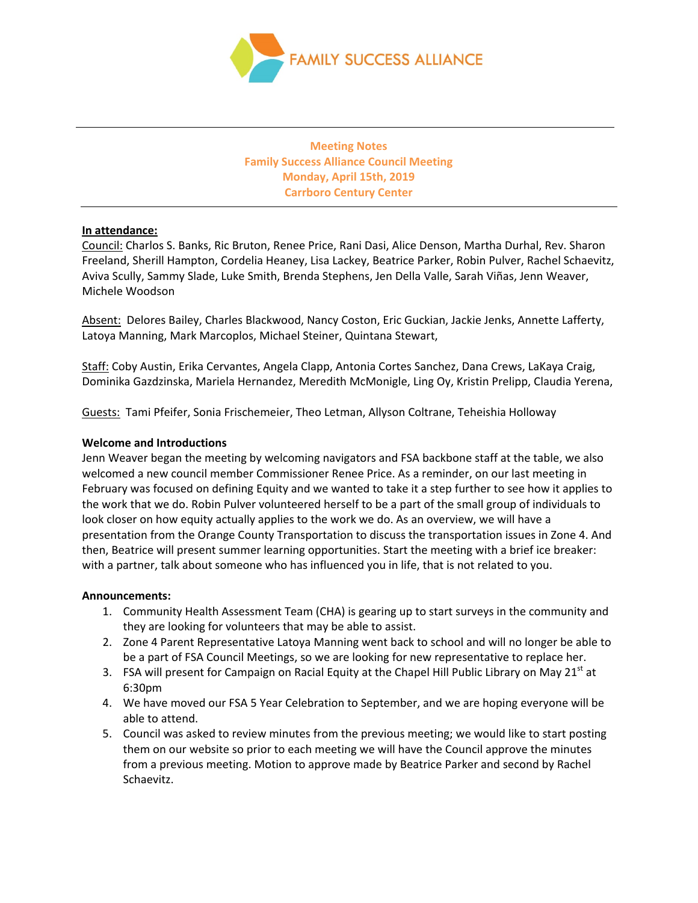FAMILY SUCCESS ALLIANCE

**Meeting Notes**
**Family Success Alliance Council Meeting**
**Monday, April 15th, 2019**
**Carrboro Century Center**

---

**In attendance:**

Council: Charlos S. Banks, Ric Bruton, Renee Price, Rani Dasi, Alice Denson, Martha Durhal, Rev. Sharon Freeland, Sherill Hampton, Cordelia Heaney, Lisa Lackey, Beatrice Parker, Robin Pulver, Rachel Schaevitz, Aviva Scully, Sammy Slade, Luke Smith, Brenda Stephens, Jen Della Valle, Sarah Viñas, Jenn Weaver, Michele Woodson

Absent: Delores Bailey, Charles Blackwood, Nancy Coston, Eric Guckian, Jackie Jenks, Annette Lafferty, Latoya Manning, Mark Marcoplos, Michael Steiner, Quintana Stewart,

Staff: Coby Austin, Erika Cervantes, Angela Clapp, Antonia Cortes Sanchez, Dana Crews, LaKaya Craig, Dominika Gazdzinska, Mariela Hernandez, Meredith McMonigle, Ling Oy, Kristin Prelipp, Claudia Yerena,

Guests: Tami Pfeifer, Sonia Frischemeier, Theo Letman, Allyson Coltrane, Teheishia Holloway

**Welcome and Introductions**

Jenn Weaver began the meeting by welcoming navigators and FSA backbone staff at the table, we also welcomed a new council member Commissioner Renee Price. As a reminder, on our last meeting in February was focused on defining Equity and we wanted to take it a step further to see how it applies to the work that we do. Robin Pulver volunteered herself to be a part of the small group of individuals to look closer on how equity actually applies to the work we do. As an overview, we will have a presentation from the Orange County Transportation to discuss the transportation issues in Zone 4. And then, Beatrice will present summer learning opportunities. Start the meeting with a brief ice breaker: with a partner, talk about someone who has influenced you in life, that is not related to you.

**Announcements:**

1. Community Health Assessment Team (CHA) is gearing up to start surveys in the community and they are looking for volunteers that may be able to assist.
2. Zone 4 Parent Representative Latoya Manning went back to school and will no longer be able to be a part of FSA Council Meetings, so we are looking for new representative to replace her.
3. FSA will present for Campaign on Racial Equity at the Chapel Hill Public Library on May 21st at 6:30pm
4. We have moved our FSA 5 Year Celebration to September, and we are hoping everyone will be able to attend.
5. Council was asked to review minutes from the previous meeting; we would like to start posting them on our website so prior to each meeting we will have the Council approve the minutes from a previous meeting. Motion to approve made by Beatrice Parker and second by Rachel Schaevitz.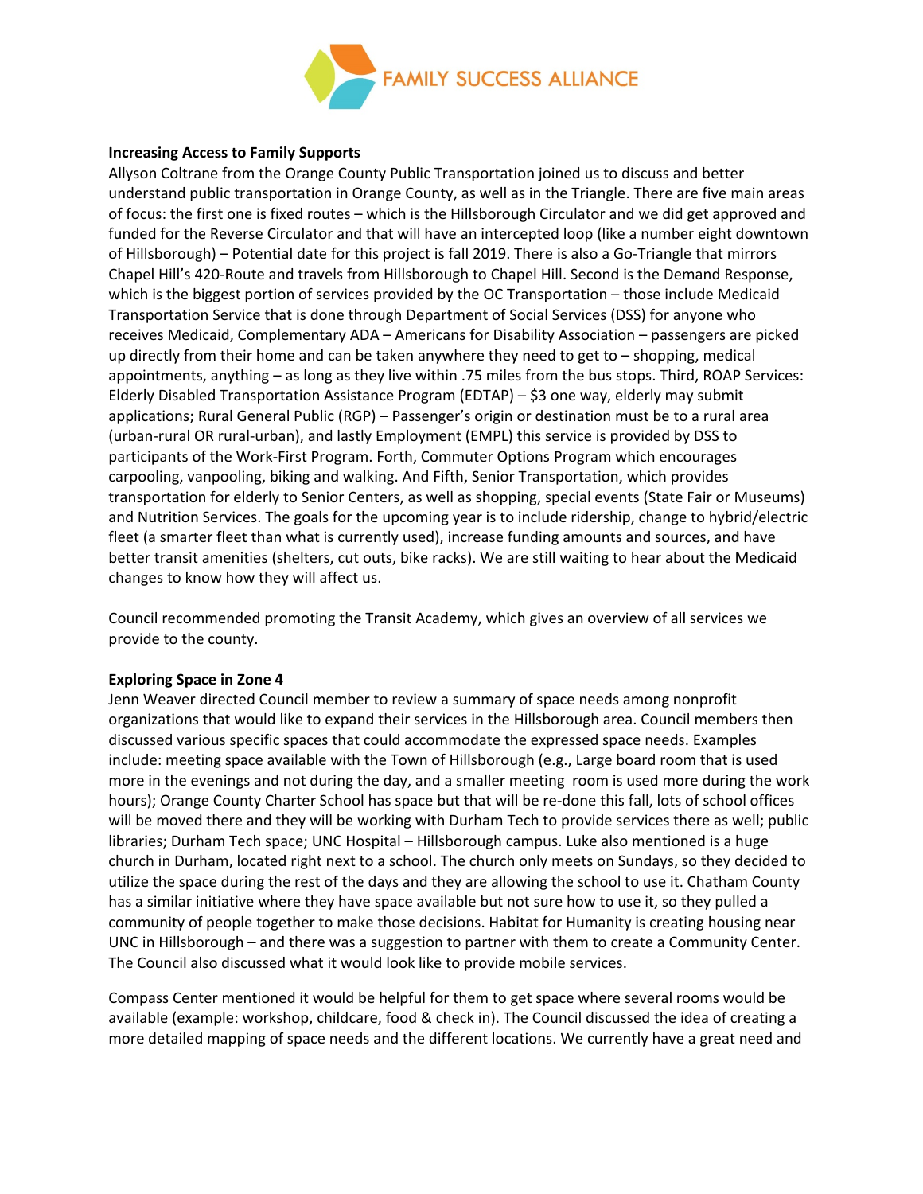**Increasing Access to Family Supports**

Allyson Coltrane from the Orange County Public Transportation joined us to discuss and better understand public transportation in Orange County, as well as in the Triangle. There are five main areas of focus: the first one is fixed routes – which is the Hillsborough Circulator and we did get approved and funded for the Reverse Circulator and that will have an intercepted loop (like a number eight downtown of Hillsborough) – Potential date for this project is fall 2019. There is also a Go-Triangle that mirrors Chapel Hill's 420-Route and travels from Hillsborough to Chapel Hill. Second is the Demand Response, which is the biggest portion of services provided by the OC Transportation – those include Medicaid Transportation Service that is done through Department of Social Services (DSS) for anyone who receives Medicaid, Complementary ADA – Americans for Disability Association – passengers are picked up directly from their home and can be taken anywhere they need to get to – shopping, medical appointments, anything – as long as they live within .75 miles from the bus stops. Third, ROAP Services: Elderly Disabled Transportation Assistance Program (EDTAP) – $3 one way, elderly may submit applications; Rural General Public (RGP) – Passenger's origin or destination must be to a rural area (urban-rural OR rural-urban), and lastly Employment (EMPL) this service is provided by DSS to participants of the Work-First Program. Forth, Commuter Options Program which encourages carpooling, vanpooling, biking and walking. And Fifth, Senior Transportation, which provides transportation for elderly to Senior Centers, as well as shopping, special events (State Fair or Museums) and Nutrition Services. The goals for the upcoming year is to include ridership, change to hybrid/electric fleet (a smarter fleet than what is currently used), increase funding amounts and sources, and have better transit amenities (shelters, cut outs, bike racks). We are still waiting to hear about the Medicaid changes to know how they will affect us.

Council recommended promoting the Transit Academy, which gives an overview of all services we provide to the county.

**Exploring Space in Zone 4**

Jenn Weaver directed Council member to review a summary of space needs among nonprofit organizations that would like to expand their services in the Hillsborough area. Council members then discussed various specific spaces that could accommodate the expressed space needs. Examples include: meeting space available with the Town of Hillsborough (e.g., Large board room that is used more in the evenings and not during the day, and a smaller meeting room is used more during the work hours); Orange County Charter School has space but that will be re-done this fall, lots of school offices will be moved there and they will be working with Durham Tech to provide services there as well; public libraries; Durham Tech space; UNC Hospital – Hillsborough campus. Luke also mentioned is a huge church in Durham, located right next to a school. The church only meets on Sundays, so they decided to utilize the space during the rest of the days and they are allowing the school to use it. Chatham County has a similar initiative where they have space available but not sure how to use it, so they pulled a community of people together to make those decisions. Habitat for Humanity is creating housing near UNC in Hillsborough – and there was a suggestion to partner with them to create a Community Center. The Council also discussed what it would look like to provide mobile services.

Compass Center mentioned it would be helpful for them to get space where several rooms would be available (example: workshop, childcare, food & check in). The Council discussed the idea of creating a more detailed mapping of space needs and the different locations. We currently have a great need and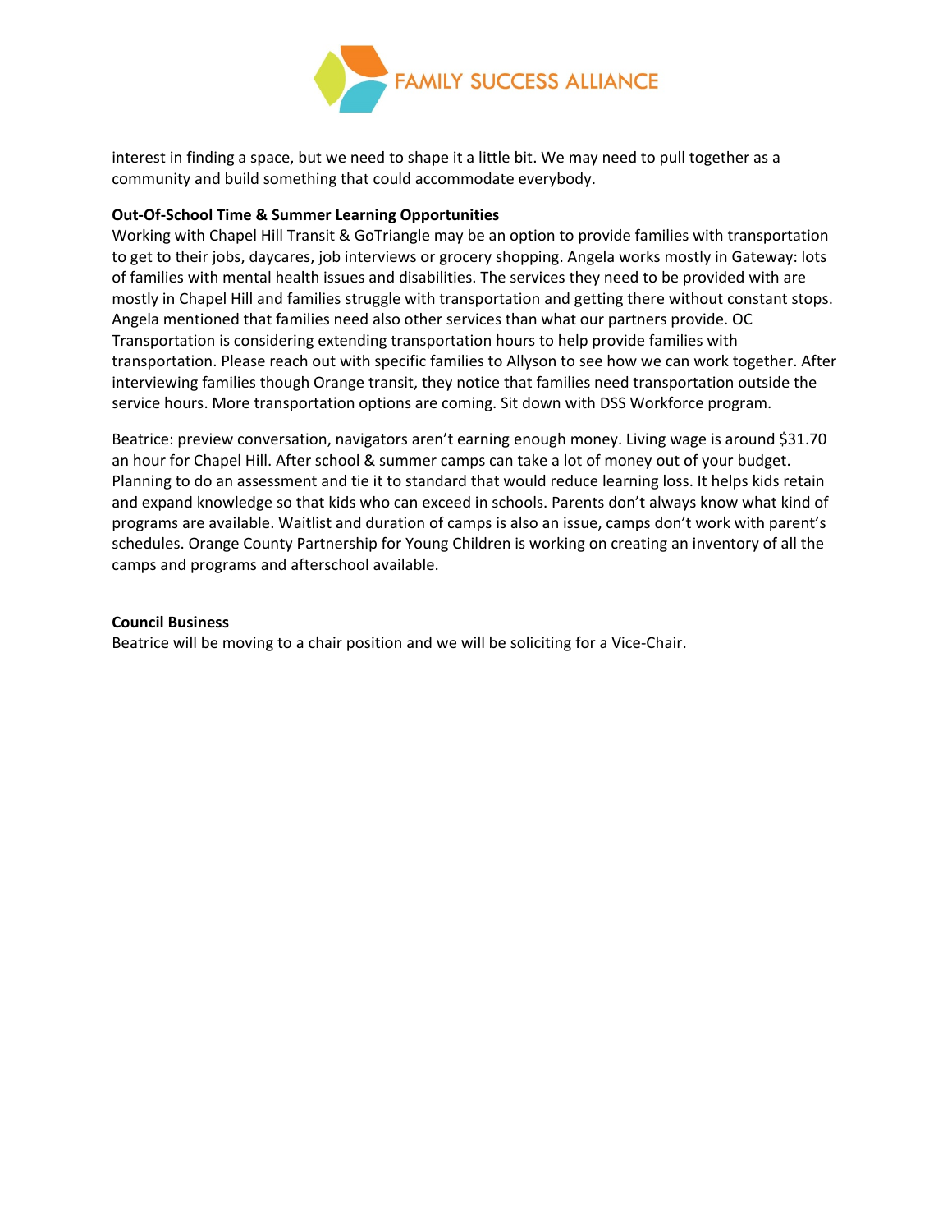interest in finding a space, but we need to shape it a little bit. We may need to pull together as a community and build something that could accommodate everybody.

**Out-Of-School Time & Summer Learning Opportunities**

Working with Chapel Hill Transit & GoTriangle may be an option to provide families with transportation to get to their jobs, daycares, job interviews or grocery shopping. Angela works mostly in Gateway: lots of families with mental health issues and disabilities. The services they need to be provided with are mostly in Chapel Hill and families struggle with transportation and getting there without constant stops. Angela mentioned that families need also other services than what our partners provide. OC Transportation is considering extending transportation hours to help provide families with transportation. Please reach out with specific families to Allyson to see how we can work together. After interviewing families though Orange transit, they notice that families need transportation outside the service hours. More transportation options are coming. Sit down with DSS Workforce program.

Beatrice: preview conversation, navigators aren't earning enough money. Living wage is around $31.70 an hour for Chapel Hill. After school & summer camps can take a lot of money out of your budget. Planning to do an assessment and tie it to standard that would reduce learning loss. It helps kids retain and expand knowledge so that kids who can exceed in schools. Parents don't always know what kind of programs are available. Waitlist and duration of camps is also an issue, camps don't work with parent's schedules. Orange County Partnership for Young Children is working on creating an inventory of all the camps and programs and afterschool available.

**Council Business**

Beatrice will be moving to a chair position and we will be soliciting for a Vice-Chair.